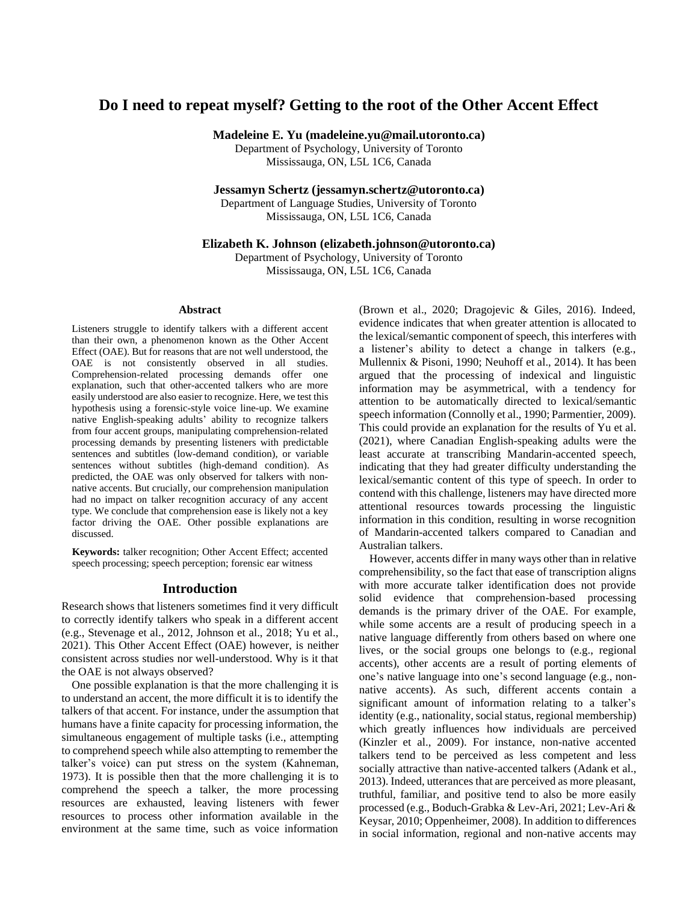# Do I need to repeat myself? Getting to the root of the Other Accent Effect

**Madeleine E. Yu (madeleine.yu@mail.utoronto.ca)**
Department of Psychology, University of Toronto
Mississauga, ON, L5L 1C6, Canada

**Jessamyn Schertz (jessamyn.schertz@utoronto.ca)**
Department of Language Studies, University of Toronto
Mississauga, ON, L5L 1C6, Canada

**Elizabeth K. Johnson (elizabeth.johnson@utoronto.ca)**
Department of Psychology, University of Toronto
Mississauga, ON, L5L 1C6, Canada

## Abstract

Listeners struggle to identify talkers with a different accent than their own, a phenomenon known as the Other Accent Effect (OAE). But for reasons that are not well understood, the OAE is not consistently observed in all studies. Comprehension-related processing demands offer one explanation, such that other-accented talkers who are more easily understood are also easier to recognize. Here, we test this hypothesis using a forensic-style voice line-up. We examine native English-speaking adults' ability to recognize talkers from four accent groups, manipulating comprehension-related processing demands by presenting listeners with predictable sentences and subtitles (low-demand condition), or variable sentences without subtitles (high-demand condition). As predicted, the OAE was only observed for talkers with non-native accents. But crucially, our comprehension manipulation had no impact on talker recognition accuracy of any accent type. We conclude that comprehension ease is likely not a key factor driving the OAE. Other possible explanations are discussed.

**Keywords:** talker recognition; Other Accent Effect; accented speech processing; speech perception; forensic ear witness

## Introduction

Research shows that listeners sometimes find it very difficult to correctly identify talkers who speak in a different accent (e.g., Stevenage et al., 2012, Johnson et al., 2018; Yu et al., 2021). This Other Accent Effect (OAE) however, is neither consistent across studies nor well-understood. Why is it that the OAE is not always observed?

One possible explanation is that the more challenging it is to understand an accent, the more difficult it is to identify the talkers of that accent. For instance, under the assumption that humans have a finite capacity for processing information, the simultaneous engagement of multiple tasks (i.e., attempting to comprehend speech while also attempting to remember the talker's voice) can put stress on the system (Kahneman, 1973). It is possible then that the more challenging it is to comprehend the speech a talker, the more processing resources are exhausted, leaving listeners with fewer resources to process other information available in the environment at the same time, such as voice information (Brown et al., 2020; Dragojevic & Giles, 2016). Indeed, evidence indicates that when greater attention is allocated to the lexical/semantic component of speech, this interferes with a listener's ability to detect a change in talkers (e.g., Mullennix & Pisoni, 1990; Neuhoff et al., 2014). It has been argued that the processing of indexical and linguistic information may be asymmetrical, with a tendency for attention to be automatically directed to lexical/semantic speech information (Connolly et al., 1990; Parmentier, 2009). This could provide an explanation for the results of Yu et al. (2021), where Canadian English-speaking adults were the least accurate at transcribing Mandarin-accented speech, indicating that they had greater difficulty understanding the lexical/semantic content of this type of speech. In order to contend with this challenge, listeners may have directed more attentional resources towards processing the linguistic information in this condition, resulting in worse recognition of Mandarin-accented talkers compared to Canadian and Australian talkers.

However, accents differ in many ways other than in relative comprehensibility, so the fact that ease of transcription aligns with more accurate talker identification does not provide solid evidence that comprehension-based processing demands is the primary driver of the OAE. For example, while some accents are a result of producing speech in a native language differently from others based on where one lives, or the social groups one belongs to (e.g., regional accents), other accents are a result of porting elements of one's native language into one's second language (e.g., non-native accents). As such, different accents contain a significant amount of information relating to a talker's identity (e.g., nationality, social status, regional membership) which greatly influences how individuals are perceived (Kinzler et al., 2009). For instance, non-native accented talkers tend to be perceived as less competent and less socially attractive than native-accented talkers (Adank et al., 2013). Indeed, utterances that are perceived as more pleasant, truthful, familiar, and positive tend to also be more easily processed (e.g., Boduch-Grabka & Lev-Ari, 2021; Lev-Ari & Keysar, 2010; Oppenheimer, 2008). In addition to differences in social information, regional and non-native accents may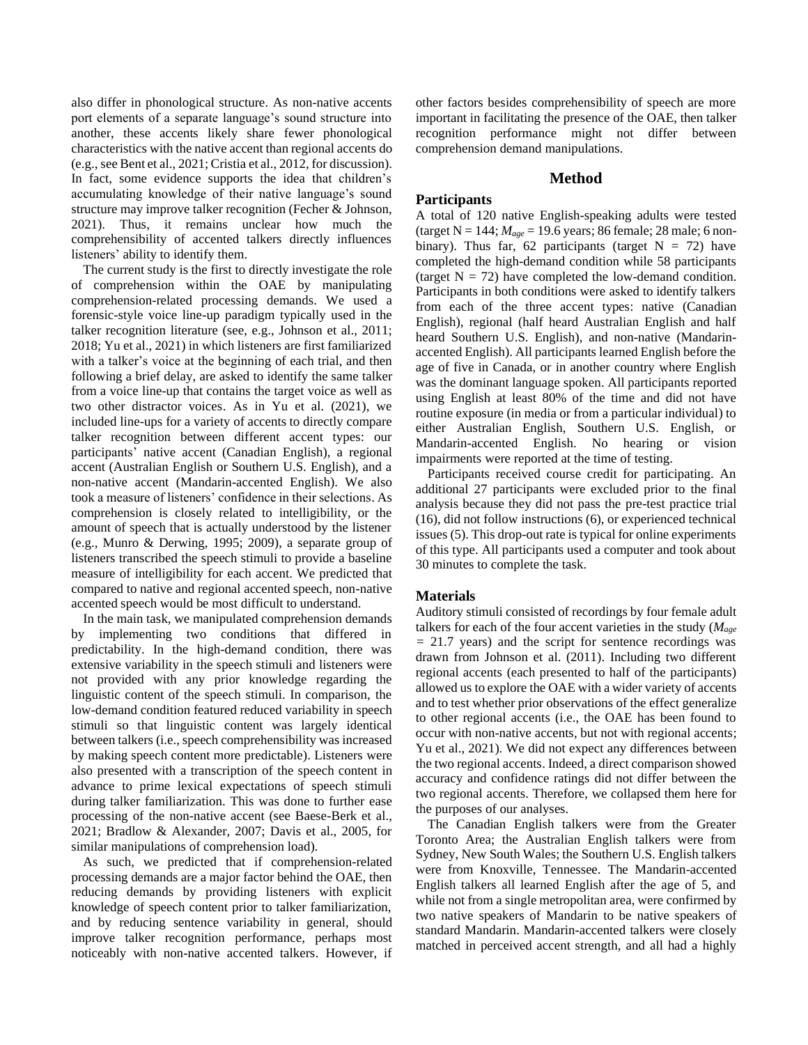also differ in phonological structure. As non-native accents port elements of a separate language's sound structure into another, these accents likely share fewer phonological characteristics with the native accent than regional accents do (e.g., see Bent et al., 2021; Cristia et al., 2012, for discussion). In fact, some evidence supports the idea that children's accumulating knowledge of their native language's sound structure may improve talker recognition (Fecher & Johnson, 2021). Thus, it remains unclear how much the comprehensibility of accented talkers directly influences listeners' ability to identify them.

The current study is the first to directly investigate the role of comprehension within the OAE by manipulating comprehension-related processing demands. We used a forensic-style voice line-up paradigm typically used in the talker recognition literature (see, e.g., Johnson et al., 2011; 2018; Yu et al., 2021) in which listeners are first familiarized with a talker's voice at the beginning of each trial, and then following a brief delay, are asked to identify the same talker from a voice line-up that contains the target voice as well as two other distractor voices. As in Yu et al. (2021), we included line-ups for a variety of accents to directly compare talker recognition between different accent types: our participants' native accent (Canadian English), a regional accent (Australian English or Southern U.S. English), and a non-native accent (Mandarin-accented English). We also took a measure of listeners' confidence in their selections. As comprehension is closely related to intelligibility, or the amount of speech that is actually understood by the listener (e.g., Munro & Derwing, 1995; 2009), a separate group of listeners transcribed the speech stimuli to provide a baseline measure of intelligibility for each accent. We predicted that compared to native and regional accented speech, non-native accented speech would be most difficult to understand.

In the main task, we manipulated comprehension demands by implementing two conditions that differed in predictability. In the high-demand condition, there was extensive variability in the speech stimuli and listeners were not provided with any prior knowledge regarding the linguistic content of the speech stimuli. In comparison, the low-demand condition featured reduced variability in speech stimuli so that linguistic content was largely identical between talkers (i.e., speech comprehensibility was increased by making speech content more predictable). Listeners were also presented with a transcription of the speech content in advance to prime lexical expectations of speech stimuli during talker familiarization. This was done to further ease processing of the non-native accent (see Baese-Berk et al., 2021; Bradlow & Alexander, 2007; Davis et al., 2005, for similar manipulations of comprehension load).

As such, we predicted that if comprehension-related processing demands are a major factor behind the OAE, then reducing demands by providing listeners with explicit knowledge of speech content prior to talker familiarization, and by reducing sentence variability in general, should improve talker recognition performance, perhaps most noticeably with non-native accented talkers. However, if other factors besides comprehensibility of speech are more important in facilitating the presence of the OAE, then talker recognition performance might not differ between comprehension demand manipulations.

## Method

### Participants

A total of 120 native English-speaking adults were tested (target N = 144; $M_{age}$ = 19.6 years; 86 female; 28 male; 6 non-binary). Thus far, 62 participants (target N = 72) have completed the high-demand condition while 58 participants (target N = 72) have completed the low-demand condition. Participants in both conditions were asked to identify talkers from each of the three accent types: native (Canadian English), regional (half heard Australian English and half heard Southern U.S. English), and non-native (Mandarin-accented English). All participants learned English before the age of five in Canada, or in another country where English was the dominant language spoken. All participants reported using English at least 80% of the time and did not have routine exposure (in media or from a particular individual) to either Australian English, Southern U.S. English, or Mandarin-accented English. No hearing or vision impairments were reported at the time of testing.

Participants received course credit for participating. An additional 27 participants were excluded prior to the final analysis because they did not pass the pre-test practice trial (16), did not follow instructions (6), or experienced technical issues (5). This drop-out rate is typical for online experiments of this type. All participants used a computer and took about 30 minutes to complete the task.

### Materials

Auditory stimuli consisted of recordings by four female adult talkers for each of the four accent varieties in the study ($M_{age}$ = 21.7 years) and the script for sentence recordings was drawn from Johnson et al. (2011). Including two different regional accents (each presented to half of the participants) allowed us to explore the OAE with a wider variety of accents and to test whether prior observations of the effect generalize to other regional accents (i.e., the OAE has been found to occur with non-native accents, but not with regional accents; Yu et al., 2021). We did not expect any differences between the two regional accents. Indeed, a direct comparison showed accuracy and confidence ratings did not differ between the two regional accents. Therefore, we collapsed them here for the purposes of our analyses.

The Canadian English talkers were from the Greater Toronto Area; the Australian English talkers were from Sydney, New South Wales; the Southern U.S. English talkers were from Knoxville, Tennessee. The Mandarin-accented English talkers all learned English after the age of 5, and while not from a single metropolitan area, were confirmed by two native speakers of Mandarin to be native speakers of standard Mandarin. Mandarin-accented talkers were closely matched in perceived accent strength, and all had a highly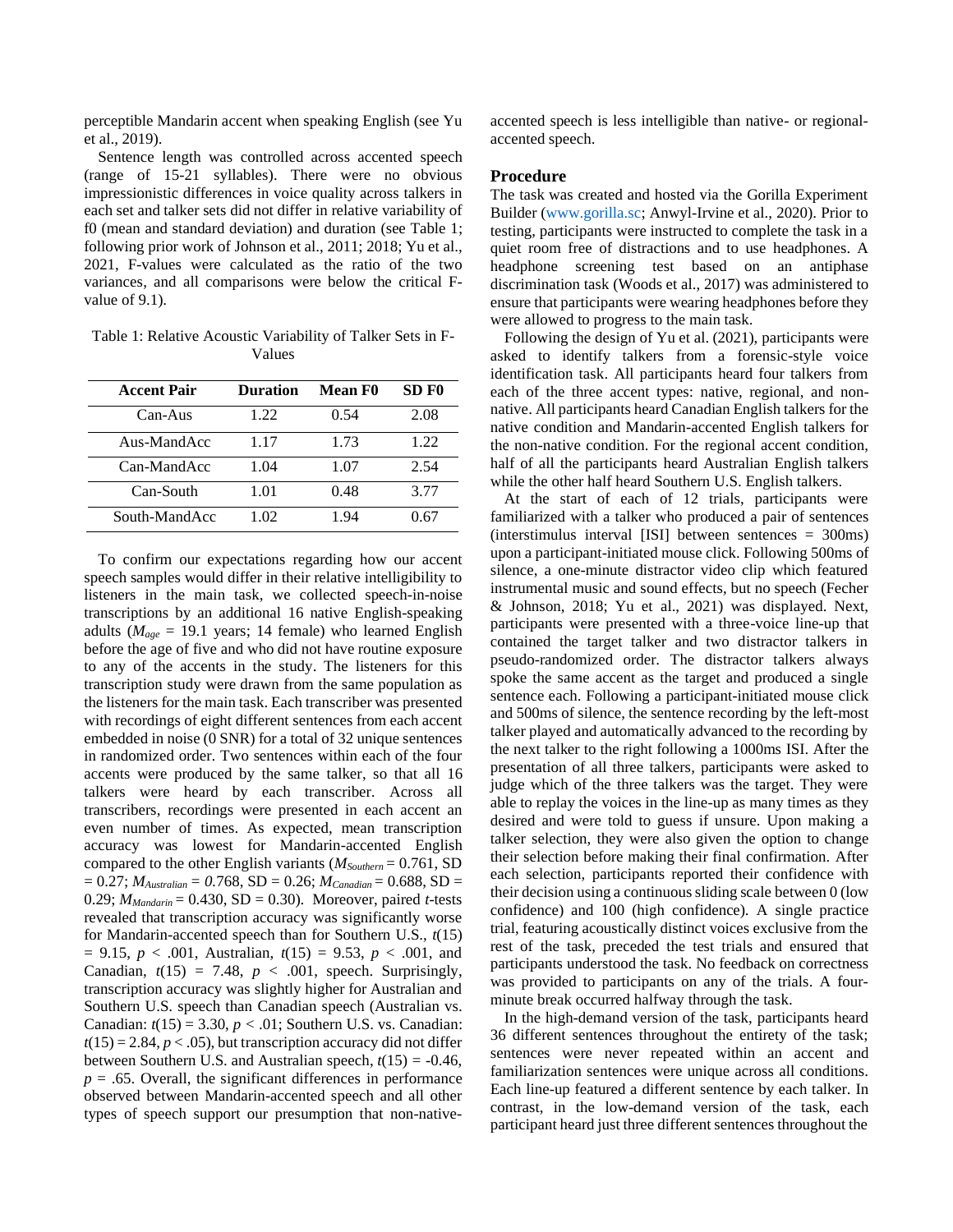perceptible Mandarin accent when speaking English (see Yu et al., 2019).

Sentence length was controlled across accented speech (range of 15-21 syllables). There were no obvious impressionistic differences in voice quality across talkers in each set and talker sets did not differ in relative variability of f0 (mean and standard deviation) and duration (see Table 1; following prior work of Johnson et al., 2011; 2018; Yu et al., 2021, F-values were calculated as the ratio of the two variances, and all comparisons were below the critical F-value of 9.1).

Table 1: Relative Acoustic Variability of Talker Sets in F-Values

| Accent Pair | Duration | Mean F0 | SD F0 |
| --- | --- | --- | --- |
| Can-Aus | 1.22 | 0.54 | 2.08 |
| Aus-MandAcc | 1.17 | 1.73 | 1.22 |
| Can-MandAcc | 1.04 | 1.07 | 2.54 |
| Can-South | 1.01 | 0.48 | 3.77 |
| South-MandAcc | 1.02 | 1.94 | 0.67 |

To confirm our expectations regarding how our accent speech samples would differ in their relative intelligibility to listeners in the main task, we collected speech-in-noise transcriptions by an additional 16 native English-speaking adults ($M_{age}$ = 19.1 years; 14 female) who learned English before the age of five and who did not have routine exposure to any of the accents in the study. The listeners for this transcription study were drawn from the same population as the listeners for the main task. Each transcriber was presented with recordings of eight different sentences from each accent embedded in noise (0 SNR) for a total of 32 unique sentences in randomized order. Two sentences within each of the four accents were produced by the same talker, so that all 16 talkers were heard by each transcriber. Across all transcribers, recordings were presented in each accent an even number of times. As expected, mean transcription accuracy was lowest for Mandarin-accented English compared to the other English variants ($M_{Southern}$ = 0.761, SD = 0.27; $M_{Australian}$ = 0.768, SD = 0.26; $M_{Canadian}$ = 0.688, SD = 0.29; $M_{Mandarin}$ = 0.430, SD = 0.30). Moreover, paired *t*-tests revealed that transcription accuracy was significantly worse for Mandarin-accented speech than for Southern U.S., $t(15) = 9.15$, $p < .001$, Australian, $t(15) = 9.53$, $p < .001$, and Canadian, $t(15) = 7.48$, $p < .001$, speech. Surprisingly, transcription accuracy was slightly higher for Australian and Southern U.S. speech than Canadian speech (Australian vs. Canadian: $t(15) = 3.30$, $p < .01$; Southern U.S. vs. Canadian: $t(15) = 2.84$, $p < .05$), but transcription accuracy did not differ between Southern U.S. and Australian speech, $t(15) = -0.46$, $p = .65$. Overall, the significant differences in performance observed between Mandarin-accented speech and all other types of speech support our presumption that non-native-accented speech is less intelligible than native- or regional-accented speech.

## Procedure

The task was created and hosted via the Gorilla Experiment Builder (www.gorilla.sc; Anwyl-Irvine et al., 2020). Prior to testing, participants were instructed to complete the task in a quiet room free of distractions and to use headphones. A headphone screening test based on an antiphase discrimination task (Woods et al., 2017) was administered to ensure that participants were wearing headphones before they were allowed to progress to the main task.

Following the design of Yu et al. (2021), participants were asked to identify talkers from a forensic-style voice identification task. All participants heard four talkers from each of the three accent types: native, regional, and non-native. All participants heard Canadian English talkers for the native condition and Mandarin-accented English talkers for the non-native condition. For the regional accent condition, half of all the participants heard Australian English talkers while the other half heard Southern U.S. English talkers.

At the start of each of 12 trials, participants were familiarized with a talker who produced a pair of sentences (interstimulus interval [ISI] between sentences = 300ms) upon a participant-initiated mouse click. Following 500ms of silence, a one-minute distractor video clip which featured instrumental music and sound effects, but no speech (Fecher & Johnson, 2018; Yu et al., 2021) was displayed. Next, participants were presented with a three-voice line-up that contained the target talker and two distractor talkers in pseudo-randomized order. The distractor talkers always spoke the same accent as the target and produced a single sentence each. Following a participant-initiated mouse click and 500ms of silence, the sentence recording by the left-most talker played and automatically advanced to the recording by the next talker to the right following a 1000ms ISI. After the presentation of all three talkers, participants were asked to judge which of the three talkers was the target. They were able to replay the voices in the line-up as many times as they desired and were told to guess if unsure. Upon making a talker selection, they were also given the option to change their selection before making their final confirmation. After each selection, participants reported their confidence with their decision using a continuous sliding scale between 0 (low confidence) and 100 (high confidence). A single practice trial, featuring acoustically distinct voices exclusive from the rest of the task, preceded the test trials and ensured that participants understood the task. No feedback on correctness was provided to participants on any of the trials. A four-minute break occurred halfway through the task.

In the high-demand version of the task, participants heard 36 different sentences throughout the entirety of the task; sentences were never repeated within an accent and familiarization sentences were unique across all conditions. Each line-up featured a different sentence by each talker. In contrast, in the low-demand version of the task, each participant heard just three different sentences throughout the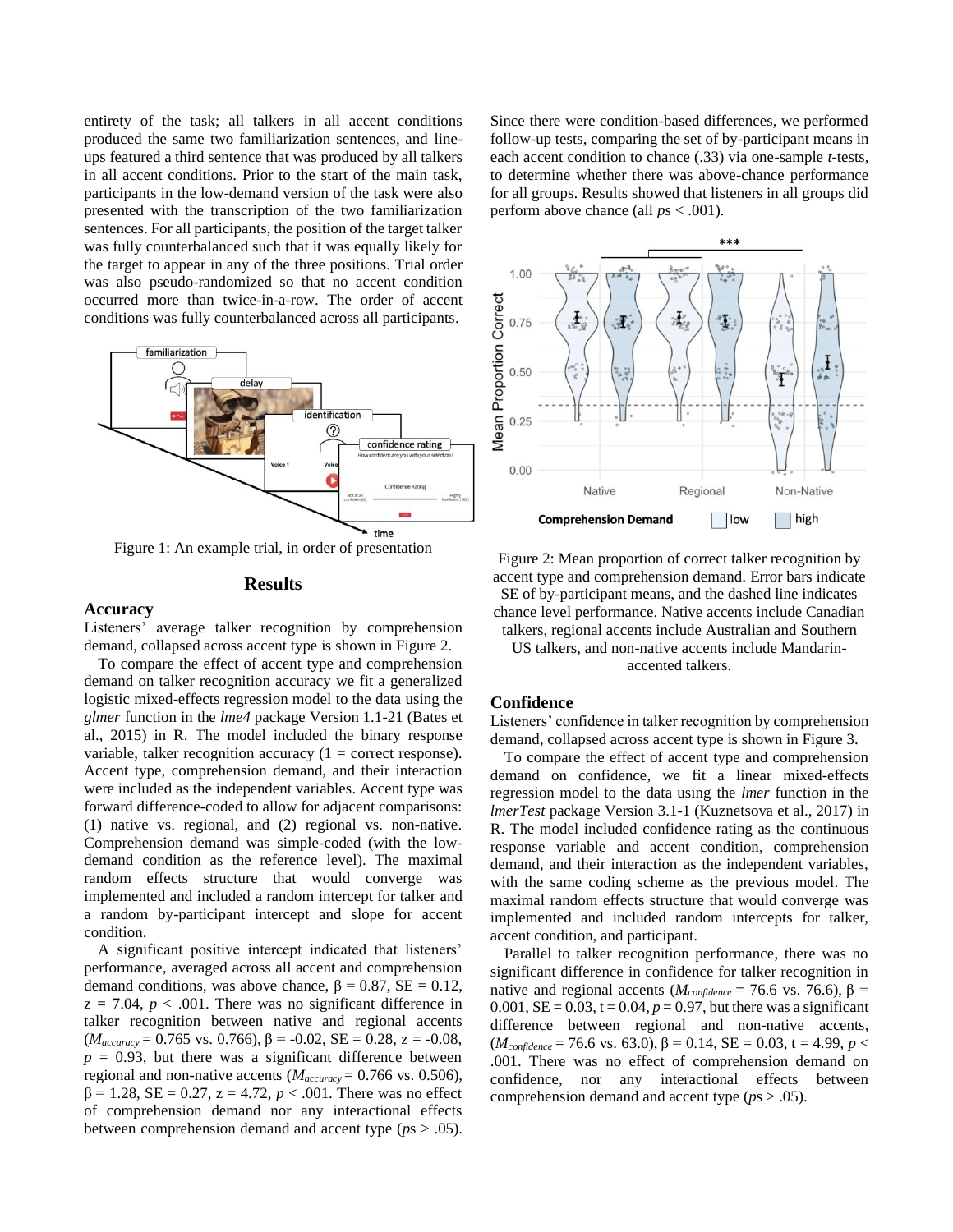entirety of the task; all talkers in all accent conditions produced the same two familiarization sentences, and line-ups featured a third sentence that was produced by all talkers in all accent conditions. Prior to the start of the main task, participants in the low-demand version of the task were also presented with the transcription of the two familiarization sentences. For all participants, the position of the target talker was fully counterbalanced such that it was equally likely for the target to appear in any of the three positions. Trial order was also pseudo-randomized so that no accent condition occurred more than twice-in-a-row. The order of accent conditions was fully counterbalanced across all participants.

Figure 1: An example trial, in order of presentation

## Results

### Accuracy

Listeners' average talker recognition by comprehension demand, collapsed across accent type is shown in Figure 2.

To compare the effect of accent type and comprehension demand on talker recognition accuracy we fit a generalized logistic mixed-effects regression model to the data using the *glmer* function in the *lme4* package Version 1.1-21 (Bates et al., 2015) in R. The model included the binary response variable, talker recognition accuracy (1 = correct response). Accent type, comprehension demand, and their interaction were included as the independent variables. Accent type was forward difference-coded to allow for adjacent comparisons: (1) native vs. regional, and (2) regional vs. non-native. Comprehension demand was simple-coded (with the low-demand condition as the reference level). The maximal random effects structure that would converge was implemented and included a random intercept for talker and a random by-participant intercept and slope for accent condition.

A significant positive intercept indicated that listeners' performance, averaged across all accent and comprehension demand conditions, was above chance, $\beta = 0.87$, SE = 0.12, $z = 7.04$, $p < .001$. There was no significant difference in talker recognition between native and regional accents ($M_{accuracy} = 0.765$ vs. $0.766$), $\beta = -0.02$, SE = 0.28, $z = -0.08$, $p = 0.93$, but there was a significant difference between regional and non-native accents ($M_{accuracy} = 0.766$ vs. $0.506$), $\beta = 1.28$, SE = 0.27, $z = 4.72$, $p < .001$. There was no effect of comprehension demand nor any interactional effects between comprehension demand and accent type ($p$s > .05).

Since there were condition-based differences, we performed follow-up tests, comparing the set of by-participant means in each accent condition to chance (.33) via one-sample *t*-tests, to determine whether there was above-chance performance for all groups. Results showed that listeners in all groups did perform above chance (all $p$s < .001).

Figure 2: Mean proportion of correct talker recognition by accent type and comprehension demand. Error bars indicate SE of by-participant means, and the dashed line indicates chance level performance. Native accents include Canadian talkers, regional accents include Australian and Southern US talkers, and non-native accents include Mandarin-accented talkers.

### Confidence

Listeners' confidence in talker recognition by comprehension demand, collapsed across accent type is shown in Figure 3.

To compare the effect of accent type and comprehension demand on confidence, we fit a linear mixed-effects regression model to the data using the *lmer* function in the *lmerTest* package Version 3.1-1 (Kuznetsova et al., 2017) in R. The model included confidence rating as the continuous response variable and accent condition, comprehension demand, and their interaction as the independent variables, with the same coding scheme as the previous model. The maximal random effects structure that would converge was implemented and included random intercepts for talker, accent condition, and participant.

Parallel to talker recognition performance, there was no significant difference in confidence for talker recognition in native and regional accents ($M_{confidence} = 76.6$ vs. $76.6$), $\beta = 0.001$, SE = 0.03, $t = 0.04$, $p = 0.97$, but there was a significant difference between regional and non-native accents, ($M_{confidence} = 76.6$ vs. $63.0$), $\beta = 0.14$, SE = 0.03, $t = 4.99$, $p < .001$. There was no effect of comprehension demand on confidence, nor any interactional effects between comprehension demand and accent type ($p$s > .05).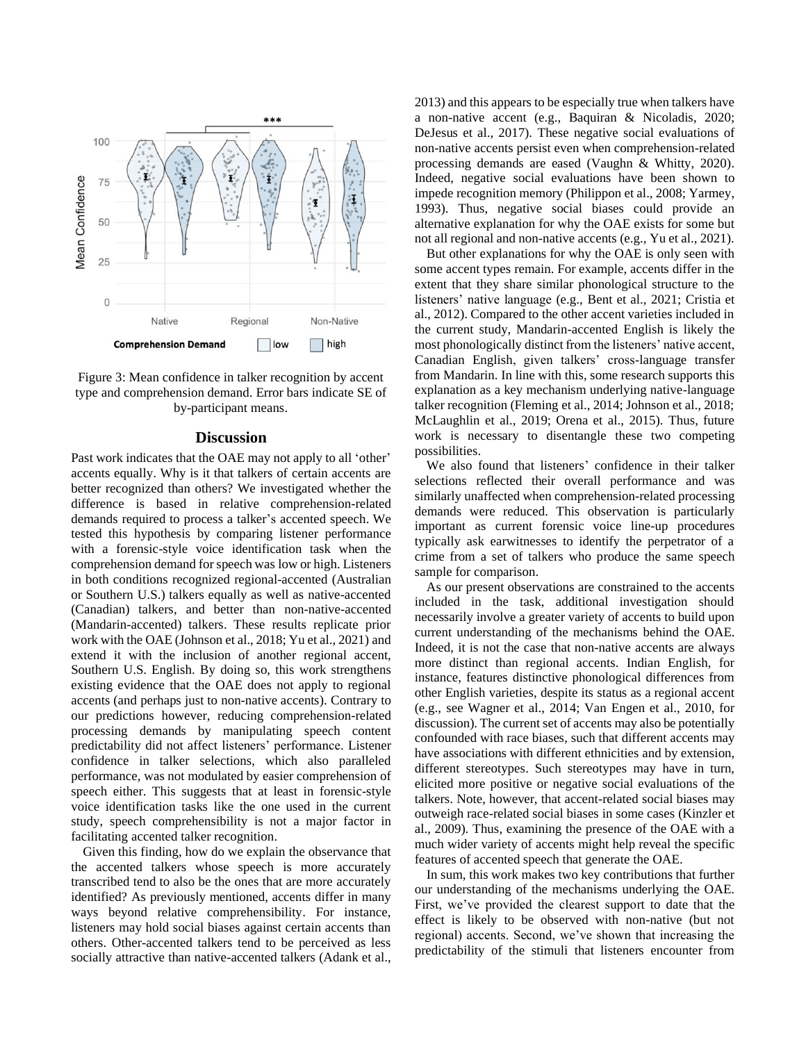Figure 3: Mean confidence in talker recognition by accent type and comprehension demand. Error bars indicate SE of by-participant means.

## Discussion

Past work indicates that the OAE may not apply to all 'other' accents equally. Why is it that talkers of certain accents are better recognized than others? We investigated whether the difference is based in relative comprehension-related demands required to process a talker's accented speech. We tested this hypothesis by comparing listener performance with a forensic-style voice identification task when the comprehension demand for speech was low or high. Listeners in both conditions recognized regional-accented (Australian or Southern U.S.) talkers equally as well as native-accented (Canadian) talkers, and better than non-native-accented (Mandarin-accented) talkers. These results replicate prior work with the OAE (Johnson et al., 2018; Yu et al., 2021) and extend it with the inclusion of another regional accent, Southern U.S. English. By doing so, this work strengthens existing evidence that the OAE does not apply to regional accents (and perhaps just to non-native accents). Contrary to our predictions however, reducing comprehension-related processing demands by manipulating speech content predictability did not affect listeners' performance. Listener confidence in talker selections, which also paralleled performance, was not modulated by easier comprehension of speech either. This suggests that at least in forensic-style voice identification tasks like the one used in the current study, speech comprehensibility is not a major factor in facilitating accented talker recognition.

Given this finding, how do we explain the observance that the accented talkers whose speech is more accurately transcribed tend to also be the ones that are more accurately identified? As previously mentioned, accents differ in many ways beyond relative comprehensibility. For instance, listeners may hold social biases against certain accents than others. Other-accented talkers tend to be perceived as less socially attractive than native-accented talkers (Adank et al., 2013) and this appears to be especially true when talkers have a non-native accent (e.g., Baquiran & Nicoladis, 2020; DeJesus et al., 2017). These negative social evaluations of non-native accents persist even when comprehension-related processing demands are eased (Vaughn & Whitty, 2020). Indeed, negative social evaluations have been shown to impede recognition memory (Philippon et al., 2008; Yarmey, 1993). Thus, negative social biases could provide an alternative explanation for why the OAE exists for some but not all regional and non-native accents (e.g., Yu et al., 2021).

But other explanations for why the OAE is only seen with some accent types remain. For example, accents differ in the extent that they share similar phonological structure to the listeners' native language (e.g., Bent et al., 2021; Cristia et al., 2012). Compared to the other accent varieties included in the current study, Mandarin-accented English is likely the most phonologically distinct from the listeners' native accent, Canadian English, given talkers' cross-language transfer from Mandarin. In line with this, some research supports this explanation as a key mechanism underlying native-language talker recognition (Fleming et al., 2014; Johnson et al., 2018; McLaughlin et al., 2019; Orena et al., 2015). Thus, future work is necessary to disentangle these two competing possibilities.

We also found that listeners' confidence in their talker selections reflected their overall performance and was similarly unaffected when comprehension-related processing demands were reduced. This observation is particularly important as current forensic voice line-up procedures typically ask earwitnesses to identify the perpetrator of a crime from a set of talkers who produce the same speech sample for comparison.

As our present observations are constrained to the accents included in the task, additional investigation should necessarily involve a greater variety of accents to build upon current understanding of the mechanisms behind the OAE. Indeed, it is not the case that non-native accents are always more distinct than regional accents. Indian English, for instance, features distinctive phonological differences from other English varieties, despite its status as a regional accent (e.g., see Wagner et al., 2014; Van Engen et al., 2010, for discussion). The current set of accents may also be potentially confounded with race biases, such that different accents may have associations with different ethnicities and by extension, different stereotypes. Such stereotypes may have in turn, elicited more positive or negative social evaluations of the talkers. Note, however, that accent-related social biases may outweigh race-related social biases in some cases (Kinzler et al., 2009). Thus, examining the presence of the OAE with a much wider variety of accents might help reveal the specific features of accented speech that generate the OAE.

In sum, this work makes two key contributions that further our understanding of the mechanisms underlying the OAE. First, we've provided the clearest support to date that the effect is likely to be observed with non-native (but not regional) accents. Second, we've shown that increasing the predictability of the stimuli that listeners encounter from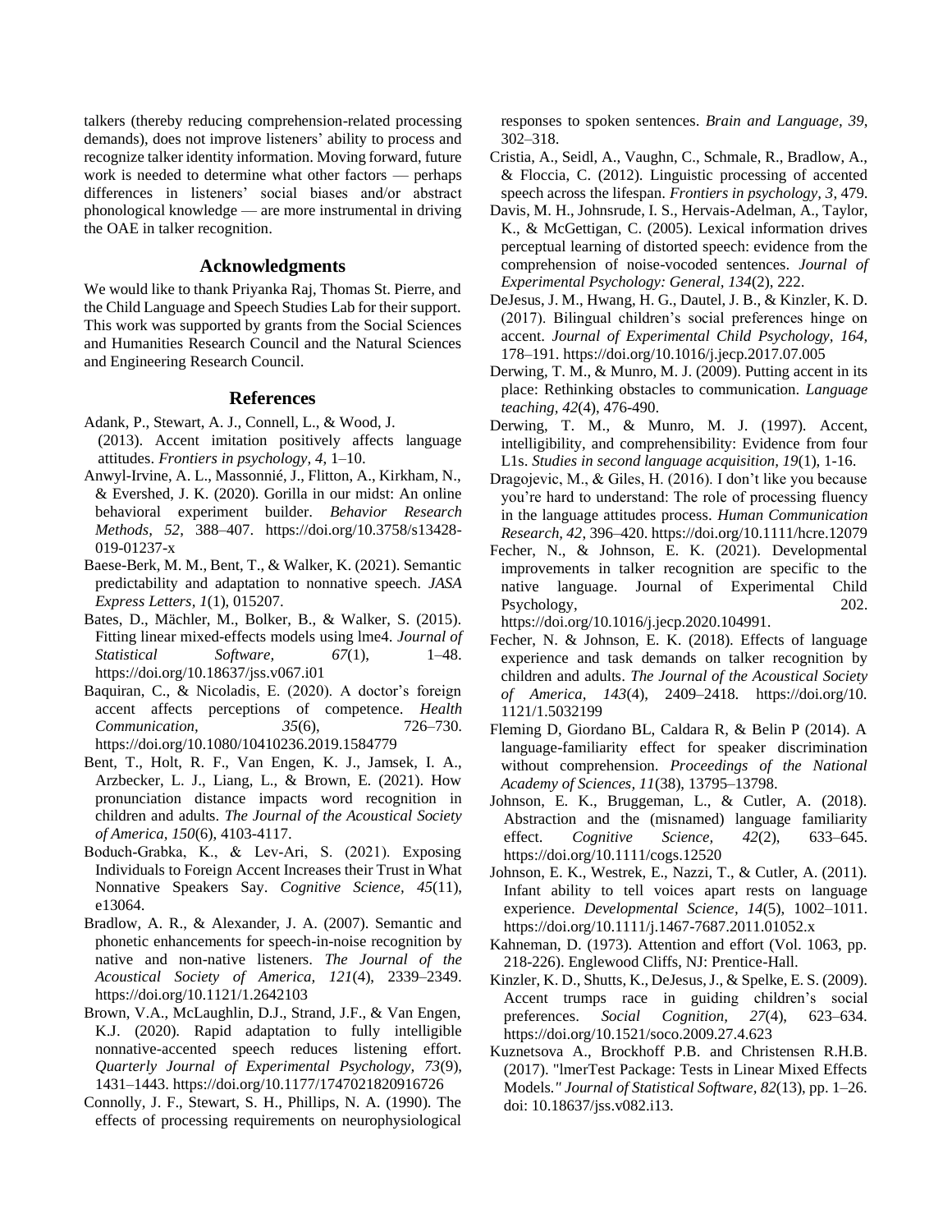talkers (thereby reducing comprehension-related processing demands), does not improve listeners' ability to process and recognize talker identity information. Moving forward, future work is needed to determine what other factors — perhaps differences in listeners' social biases and/or abstract phonological knowledge — are more instrumental in driving the OAE in talker recognition.

## Acknowledgments

We would like to thank Priyanka Raj, Thomas St. Pierre, and the Child Language and Speech Studies Lab for their support. This work was supported by grants from the Social Sciences and Humanities Research Council and the Natural Sciences and Engineering Research Council.

## References

Adank, P., Stewart, A. J., Connell, L., & Wood, J. (2013). Accent imitation positively affects language attitudes. *Frontiers in psychology, 4,* 1–10.

Anwyl-Irvine, A. L., Massonnié, J., Flitton, A., Kirkham, N., & Evershed, J. K. (2020). Gorilla in our midst: An online behavioral experiment builder. *Behavior Research Methods, 52*, 388–407. https://doi.org/10.3758/s13428-019-01237-x

Baese-Berk, M. M., Bent, T., & Walker, K. (2021). Semantic predictability and adaptation to nonnative speech. *JASA Express Letters*, *1*(1), 015207.

Bates, D., Mächler, M., Bolker, B., & Walker, S. (2015). Fitting linear mixed-effects models using lme4. *Journal of Statistical Software, 67*(1), 1–48. https://doi.org/10.18637/jss.v067.i01

Baquiran, C., & Nicoladis, E. (2020). A doctor's foreign accent affects perceptions of competence. *Health Communication, 35*(6), 726–730. https://doi.org/10.1080/10410236.2019.1584779

Bent, T., Holt, R. F., Van Engen, K. J., Jamsek, I. A., Arzbecker, L. J., Liang, L., & Brown, E. (2021). How pronunciation distance impacts word recognition in children and adults. *The Journal of the Acoustical Society of America, 150*(6), 4103-4117.

Boduch-Grabka, K., & Lev-Ari, S. (2021). Exposing Individuals to Foreign Accent Increases their Trust in What Nonnative Speakers Say. *Cognitive Science, 45*(11), e13064.

Bradlow, A. R., & Alexander, J. A. (2007). Semantic and phonetic enhancements for speech-in-noise recognition by native and non-native listeners. *The Journal of the Acoustical Society of America, 121*(4), 2339–2349. https://doi.org/10.1121/1.2642103

Brown, V.A., McLaughlin, D.J., Strand, J.F., & Van Engen, K.J. (2020). Rapid adaptation to fully intelligible nonnative-accented speech reduces listening effort. *Quarterly Journal of Experimental Psychology, 73*(9), 1431–1443. https://doi.org/10.1177/1747021820916726

Connolly, J. F., Stewart, S. H., Phillips, N. A. (1990). The effects of processing requirements on neurophysiological responses to spoken sentences. *Brain and Language, 39,* 302–318.

Cristia, A., Seidl, A., Vaughn, C., Schmale, R., Bradlow, A., & Floccia, C. (2012). Linguistic processing of accented speech across the lifespan. *Frontiers in psychology, 3,* 479.

Davis, M. H., Johnsrude, I. S., Hervais-Adelman, A., Taylor, K., & McGettigan, C. (2005). Lexical information drives perceptual learning of distorted speech: evidence from the comprehension of noise-vocoded sentences. *Journal of Experimental Psychology: General, 134*(2), 222.

DeJesus, J. M., Hwang, H. G., Dautel, J. B., & Kinzler, K. D. (2017). Bilingual children's social preferences hinge on accent. *Journal of Experimental Child Psychology, 164,* 178–191. https://doi.org/10.1016/j.jecp.2017.07.005

Derwing, T. M., & Munro, M. J. (2009). Putting accent in its place: Rethinking obstacles to communication. *Language teaching, 42*(4), 476-490.

Derwing, T. M., & Munro, M. J. (1997). Accent, intelligibility, and comprehensibility: Evidence from four L1s. *Studies in second language acquisition, 19*(1), 1-16.

Dragojevic, M., & Giles, H. (2016). I don't like you because you're hard to understand: The role of processing fluency in the language attitudes process. *Human Communication Research, 42,* 396–420. https://doi.org/10.1111/hcre.12079

Fecher, N., & Johnson, E. K. (2021). Developmental improvements in talker recognition are specific to the native language. Journal of Experimental Child Psychology, 202. https://doi.org/10.1016/j.jecp.2020.104991.

Fecher, N. & Johnson, E. K. (2018). Effects of language experience and task demands on talker recognition by children and adults. *The Journal of the Acoustical Society of America, 143*(4), 2409–2418. https://doi.org/10.1121/1.5032199

Fleming D, Giordano BL, Caldara R, & Belin P (2014). A language-familiarity effect for speaker discrimination without comprehension. *Proceedings of the National Academy of Sciences, 11*(38), 13795–13798.

Johnson, E. K., Bruggeman, L., & Cutler, A. (2018). Abstraction and the (misnamed) language familiarity effect. *Cognitive Science, 42*(2), 633–645. https://doi.org/10.1111/cogs.12520

Johnson, E. K., Westrek, E., Nazzi, T., & Cutler, A. (2011). Infant ability to tell voices apart rests on language experience. *Developmental Science, 14*(5), 1002–1011. https://doi.org/10.1111/j.1467-7687.2011.01052.x

Kahneman, D. (1973). Attention and effort (Vol. 1063, pp. 218-226). Englewood Cliffs, NJ: Prentice-Hall.

Kinzler, K. D., Shutts, K., DeJesus, J., & Spelke, E. S. (2009). Accent trumps race in guiding children's social preferences. *Social Cognition, 27*(4), 623–634. https://doi.org/10.1521/soco.2009.27.4.623

Kuznetsova A., Brockhoff P.B. and Christensen R.H.B. (2017). "lmerTest Package: Tests in Linear Mixed Effects Models." *Journal of Statistical Software, 82*(13), pp. 1–26. doi: 10.18637/jss.v082.i13.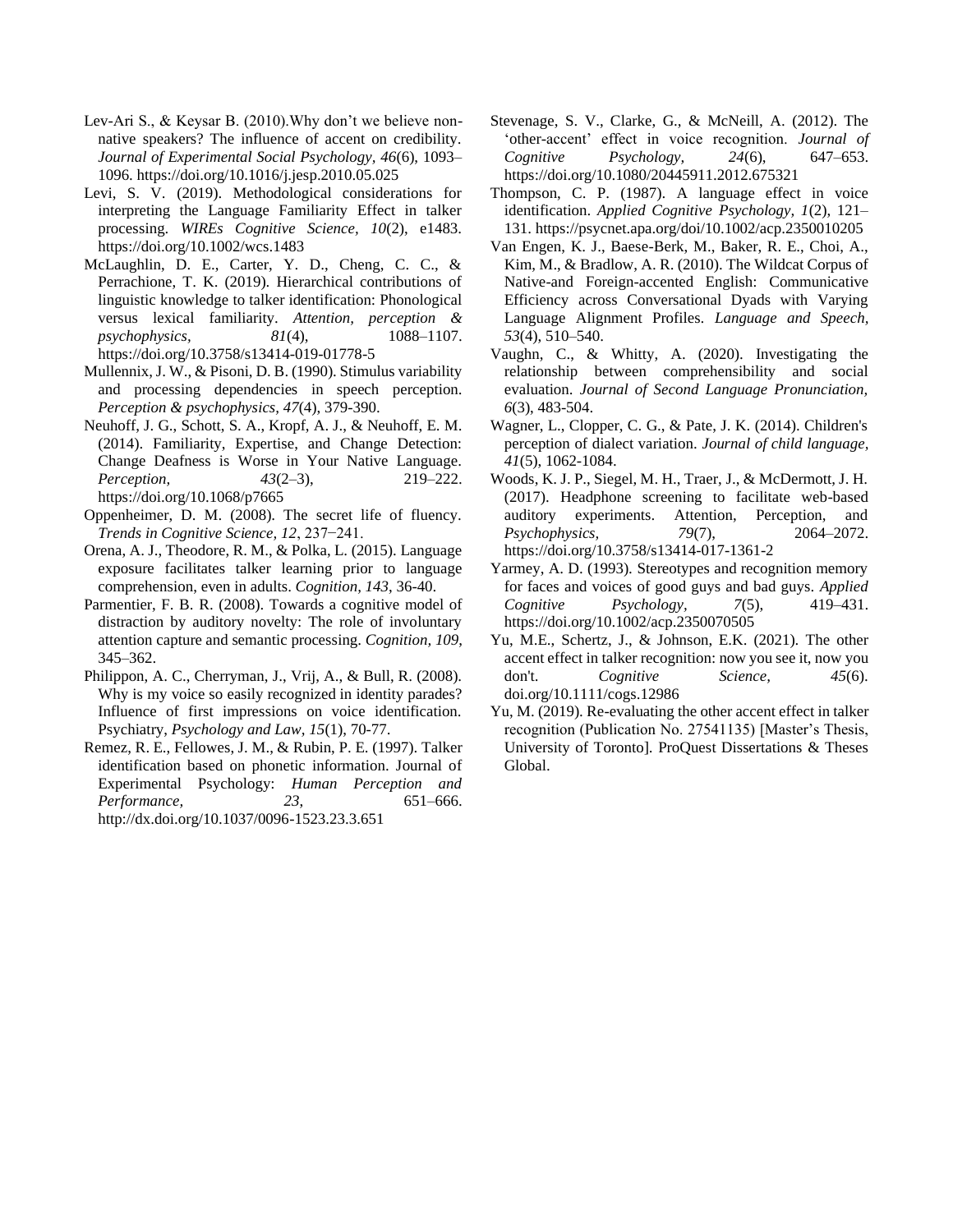Lev-Ari S., & Keysar B. (2010).Why don't we believe non-native speakers? The influence of accent on credibility. *Journal of Experimental Social Psychology, 46*(6), 1093–1096. https://doi.org/10.1016/j.jesp.2010.05.025

Levi, S. V. (2019). Methodological considerations for interpreting the Language Familiarity Effect in talker processing. *WIREs Cognitive Science, 10*(2), e1483. https://doi.org/10.1002/wcs.1483

McLaughlin, D. E., Carter, Y. D., Cheng, C. C., & Perrachione, T. K. (2019). Hierarchical contributions of linguistic knowledge to talker identification: Phonological versus lexical familiarity. *Attention, perception & psychophysics, 81*(4), 1088–1107. https://doi.org/10.3758/s13414-019-01778-5

Mullennix, J. W., & Pisoni, D. B. (1990). Stimulus variability and processing dependencies in speech perception. *Perception & psychophysics, 47*(4), 379-390.

Neuhoff, J. G., Schott, S. A., Kropf, A. J., & Neuhoff, E. M. (2014). Familiarity, Expertise, and Change Detection: Change Deafness is Worse in Your Native Language. *Perception, 43*(2–3), 219–222. https://doi.org/10.1068/p7665

Oppenheimer, D. M. (2008). The secret life of fluency. *Trends in Cognitive Science, 12*, 237−241.

Orena, A. J., Theodore, R. M., & Polka, L. (2015). Language exposure facilitates talker learning prior to language comprehension, even in adults. *Cognition, 143*, 36-40.

Parmentier, F. B. R. (2008). Towards a cognitive model of distraction by auditory novelty: The role of involuntary attention capture and semantic processing. *Cognition, 109*, 345–362.

Philippon, A. C., Cherryman, J., Vrij, A., & Bull, R. (2008). Why is my voice so easily recognized in identity parades? Influence of first impressions on voice identification. Psychiatry, *Psychology and Law, 15*(1), 70-77.

Remez, R. E., Fellowes, J. M., & Rubin, P. E. (1997). Talker identification based on phonetic information. Journal of Experimental Psychology: *Human Perception and Performance, 23*, 651–666. http://dx.doi.org/10.1037/0096-1523.23.3.651

Stevenage, S. V., Clarke, G., & McNeill, A. (2012). The 'other-accent' effect in voice recognition. *Journal of Cognitive Psychology, 24*(6), 647–653. https://doi.org/10.1080/20445911.2012.675321

Thompson, C. P. (1987). A language effect in voice identification. *Applied Cognitive Psychology, 1*(2), 121–131. https://psycnet.apa.org/doi/10.1002/acp.2350010205

Van Engen, K. J., Baese-Berk, M., Baker, R. E., Choi, A., Kim, M., & Bradlow, A. R. (2010). The Wildcat Corpus of Native-and Foreign-accented English: Communicative Efficiency across Conversational Dyads with Varying Language Alignment Profiles. *Language and Speech, 53*(4), 510–540.

Vaughn, C., & Whitty, A. (2020). Investigating the relationship between comprehensibility and social evaluation. *Journal of Second Language Pronunciation, 6*(3), 483-504.

Wagner, L., Clopper, C. G., & Pate, J. K. (2014). Children's perception of dialect variation. *Journal of child language, 41*(5), 1062-1084.

Woods, K. J. P., Siegel, M. H., Traer, J., & McDermott, J. H. (2017). Headphone screening to facilitate web-based auditory experiments. Attention, Perception, and *Psychophysics, 79*(7), 2064–2072. https://doi.org/10.3758/s13414-017-1361-2

Yarmey, A. D. (1993). Stereotypes and recognition memory for faces and voices of good guys and bad guys. *Applied Cognitive Psychology, 7*(5), 419–431. https://doi.org/10.1002/acp.2350070505

Yu, M.E., Schertz, J., & Johnson, E.K. (2021). The other accent effect in talker recognition: now you see it, now you don't. *Cognitive Science, 45*(6). doi.org/10.1111/cogs.12986

Yu, M. (2019). Re-evaluating the other accent effect in talker recognition (Publication No. 27541135) [Master's Thesis, University of Toronto]. ProQuest Dissertations & Theses Global.